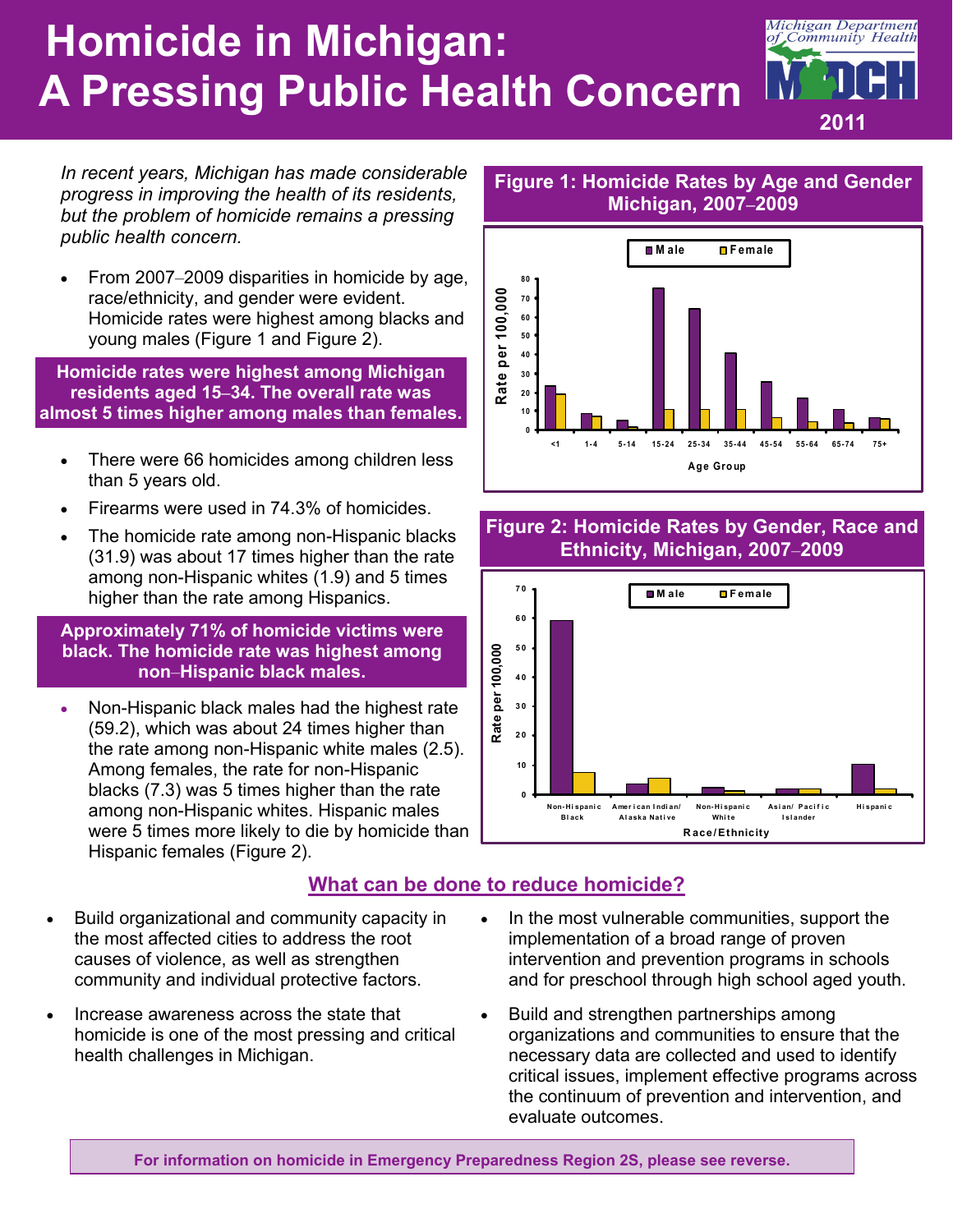# Homicide in Michigan: A Pressing Public Health Concern

Michigan Department of Community Health

MDCH

2011

*In recent years, Michigan has made considerable progress in improving the health of its residents, but the problem of homicide remains a pressing public health concern.*

- From 2007–2009 disparities in homicide by age, race/ethnicity, and gender were evident. Homicide rates were highest among blacks and young males (Figure 1 and Figure 2).

**Homicide rates were highest among Michigan residents aged 15–34. The overall rate was almost 5 times higher among males than females.**

- There were 66 homicides among children less than 5 years old.
- Firearms were used in 74.3% of homicides.
- The homicide rate among non-Hispanic blacks (31.9) was about 17 times higher than the rate among non-Hispanic whites (1.9) and 5 times higher than the rate among Hispanics.

**Approximately 71% of homicide victims were black. The homicide rate was highest among non–Hispanic black males.**

- Non-Hispanic black males had the highest rate (59.2), which was about 24 times higher than the rate among non-Hispanic white males (2.5). Among females, the rate for non-Hispanic blacks (7.3) was 5 times higher than the rate among non-Hispanic whites. Hispanic males were 5 times more likely to die by homicide than Hispanic females (Figure 2).

**Figure 1: Homicide Rates by Age and Gender Michigan, 2007–2009**

**Figure 2: Homicide Rates by Gender, Race and Ethnicity, Michigan, 2007–2009**

## What can be done to reduce homicide?

- Build organizational and community capacity in the most affected cities to address the root causes of violence, as well as strengthen community and individual protective factors.
- Increase awareness across the state that homicide is one of the most pressing and critical health challenges in Michigan.
- In the most vulnerable communities, support the implementation of a broad range of proven intervention and prevention programs in schools and for preschool through high school aged youth.
- Build and strengthen partnerships among organizations and communities to ensure that the necessary data are collected and used to identify critical issues, implement effective programs across the continuum of prevention and intervention, and evaluate outcomes.

**For information on homicide in Emergency Preparedness Region 2S, please see reverse.**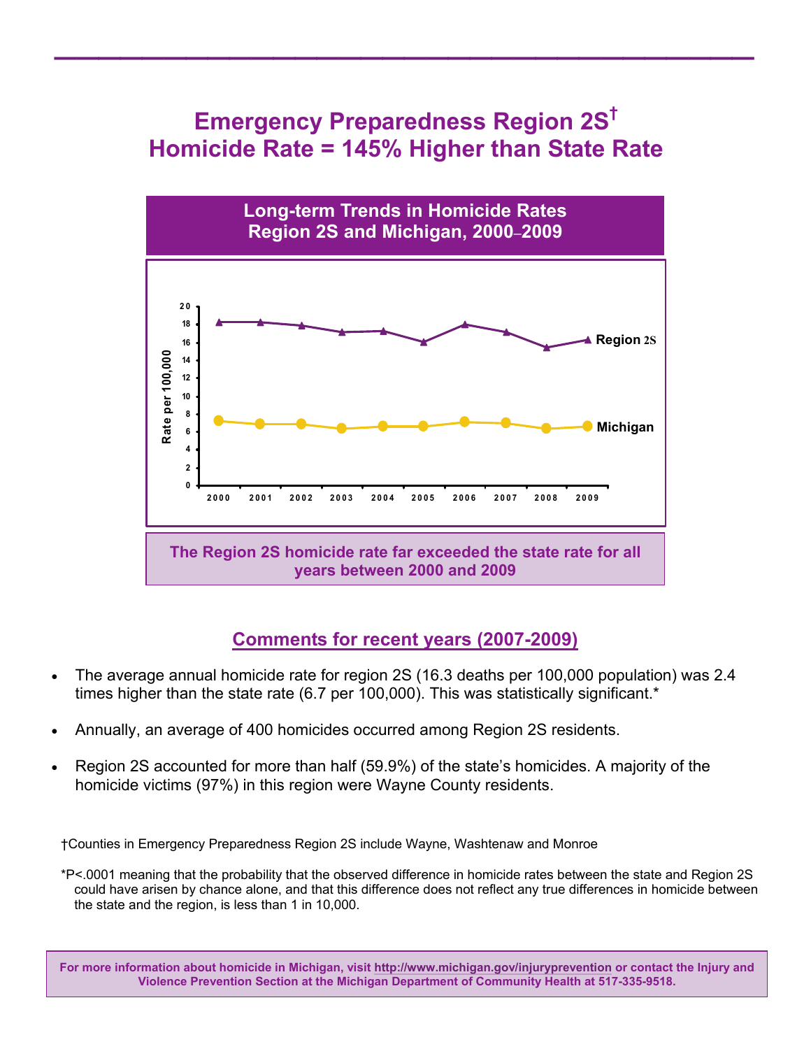# Emergency Preparedness Region 2S[†] Homicide Rate = 145% Higher than State Rate

## Long-term Trends in Homicide Rates Region 2S and Michigan, 2000–2009

Rate per 100,000

20
18
16
14
12
10
8
6
4
2
0

2000 2001 2002 2003 2004 2005 2006 2007 2008 2009

Region 2S

Michigan

**The Region 2S homicide rate far exceeded the state rate for all years between 2000 and 2009**

## Comments for recent years (2007-2009)

- The average annual homicide rate for region 2S (16.3 deaths per 100,000 population) was 2.4 times higher than the state rate (6.7 per 100,000). This was statistically significant.*
- Annually, an average of 400 homicides occurred among Region 2S residents.
- Region 2S accounted for more than half (59.9%) of the state's homicides. A majority of the homicide victims (97%) in this region were Wayne County residents.

†Counties in Emergency Preparedness Region 2S include Wayne, Washtenaw and Monroe

*P<.0001 meaning that the probability that the observed difference in homicide rates between the state and Region 2S could have arisen by chance alone, and that this difference does not reflect any true differences in homicide between the state and the region, is less than 1 in 10,000.

**For more information about homicide in Michigan, visit http://www.michigan.gov/injuryprevention or contact the Injury and Violence Prevention Section at the Michigan Department of Community Health at 517-335-9518.**